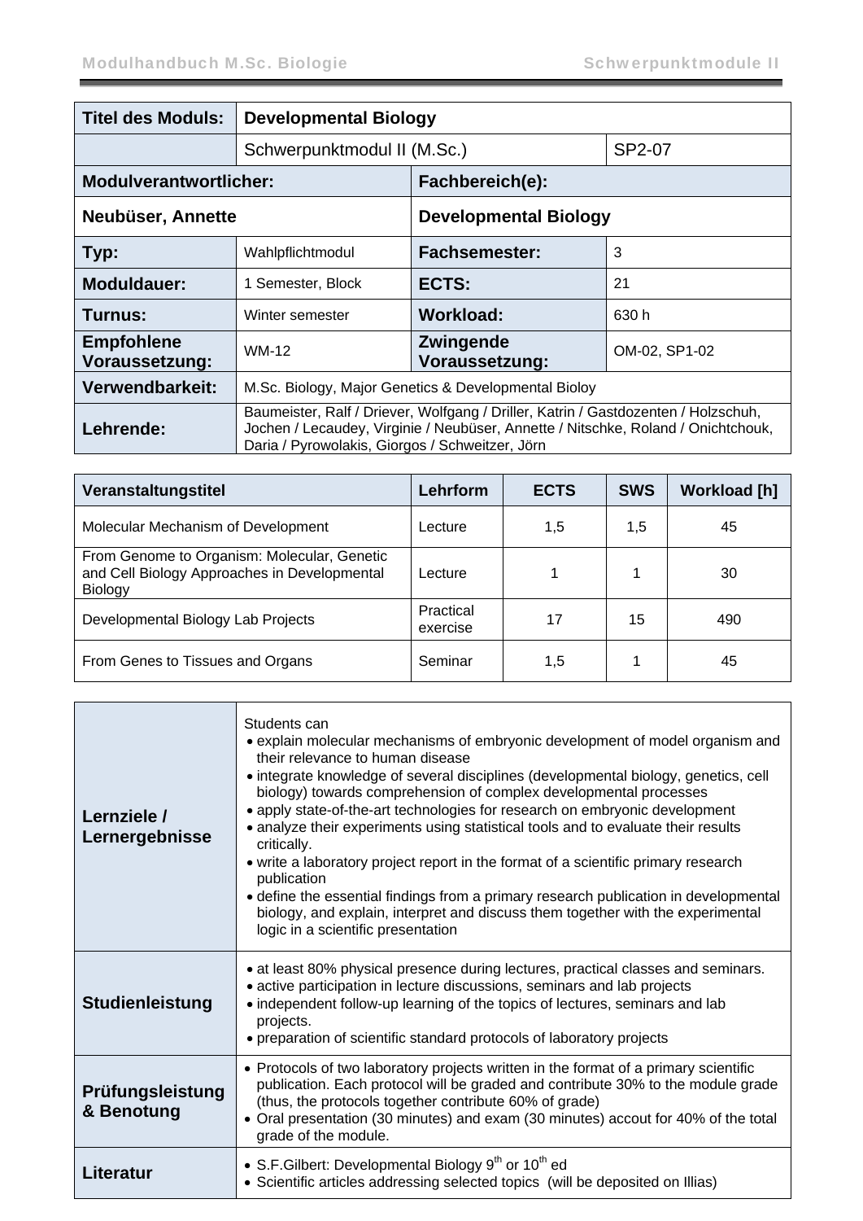| **Titel des Moduls:** | **Developmental Biology** | | |
|---|---|---|---|
| | Schwerpunktmodul II (M.Sc.) | | SP2-07 |
| **Modulverantwortlicher:** | | **Fachbereich(e):** | |
| **Neubüser, Annette** | | **Developmental Biology** | |
| **Typ:** | Wahlpflichtmodul | **Fachsemester:** | 3 |
| **Moduldauer:** | 1 Semester, Block | **ECTS:** | 21 |
| **Turnus:** | Winter semester | **Workload:** | 630 h |
| **Empfohlene Voraussetzung:** | WM-12 | **Zwingende Voraussetzung:** | OM-02, SP1-02 |
| **Verwendbarkeit:** | M.Sc. Biology, Major Genetics & Developmental Bioloy | | |
| **Lehrende:** | Baumeister, Ralf / Driever, Wolfgang / Driller, Katrin / Gastdozenten / Holzschuh, Jochen / Lecaudey, Virginie / Neubüser, Annette / Nitschke, Roland / Onichtchouk, Daria / Pyrowolakis, Giorgos / Schweitzer, Jörn | | |

| Veranstaltungstitel | Lehrform | ECTS | SWS | Workload [h] |
|---|---|---|---|---|
| Molecular Mechanism of Development | Lecture | 1,5 | 1,5 | 45 |
| From Genome to Organism: Molecular, Genetic and Cell Biology Approaches in Developmental Biology | Lecture | 1 | 1 | 30 |
| Developmental Biology Lab Projects | Practical exercise | 17 | 15 | 490 |
| From Genes to Tissues and Organs | Seminar | 1,5 | 1 | 45 |

| | |
|---|---|
| **Lernziele / Lernergebnisse** | Students can<br>• explain molecular mechanisms of embryonic development of model organism and their relevance to human disease<br>• integrate knowledge of several disciplines (developmental biology, genetics, cell biology) towards comprehension of complex developmental processes<br>• apply state-of-the-art technologies for research on embryonic development<br>• analyze their experiments using statistical tools and to evaluate their results critically.<br>• write a laboratory project report in the format of a scientific primary research publication<br>• define the essential findings from a primary research publication in developmental biology, and explain, interpret and discuss them together with the experimental logic in a scientific presentation |
| **Studienleistung** | • at least 80% physical presence during lectures, practical classes and seminars.<br>• active participation in lecture discussions, seminars and lab projects<br>• independent follow-up learning of the topics of lectures, seminars and lab projects.<br>• preparation of scientific standard protocols of laboratory projects |
| **Prüfungsleistung & Benotung** | • Protocols of two laboratory projects written in the format of a primary scientific publication. Each protocol will be graded and contribute 30% to the module grade (thus, the protocols together contribute 60% of grade)<br>• Oral presentation (30 minutes) and exam (30 minutes) accout for 40% of the total grade of the module. |
| **Literatur** | • S.F.Gilbert: Developmental Biology 9th or 10th ed<br>• Scientific articles addressing selected topics (will be deposited on Illias) |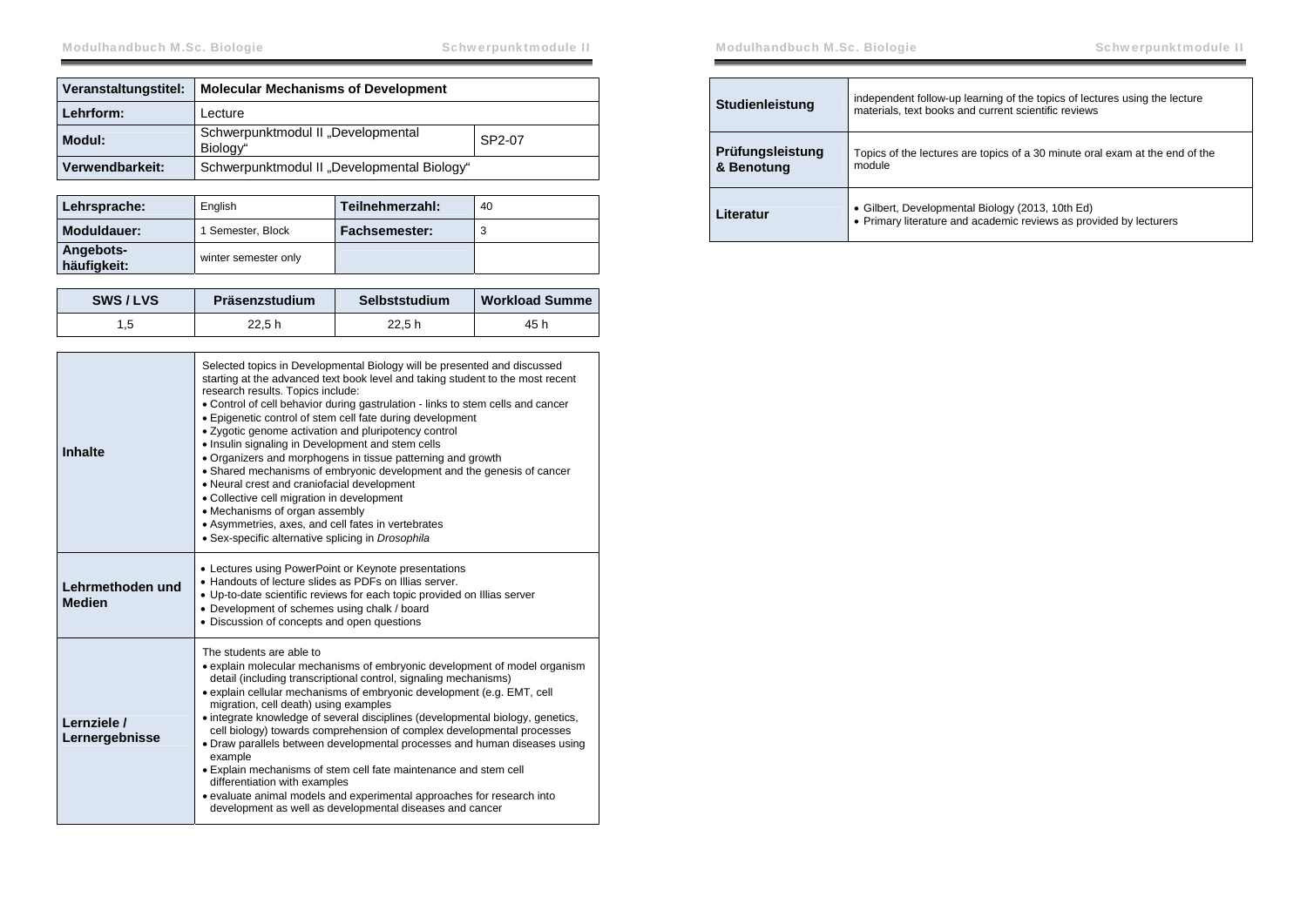| Veranstaltungstitel: | Molecular Mechanisms of Development | |
|---|---|---|
| Lehrform: | Lecture | |
| Modul: | Schwerpunktmodul II „Developmental Biology“ | SP2-07 |
| Verwendbarkeit: | Schwerpunktmodul II „Developmental Biology“ | |

| Lehrsprache: | English | Teilnehmerzahl: | 40 |
|---|---|---|---|
| Moduldauer: | 1 Semester, Block | Fachsemester: | 3 |
| Angebots-häufigkeit: | winter semester only | | |

| SWS / LVS | Präsenzstudium | Selbststudium | Workload Summe |
|---|---|---|---|
| 1,5 | 22,5 h | 22,5 h | 45 h |

| | |
|---|---|
| **Inhalte** | Selected topics in Developmental Biology will be presented and discussed starting at the advanced text book level and taking student to the most recent research results. Topics include:<br>• Control of cell behavior during gastrulation - links to stem cells and cancer<br>• Epigenetic control of stem cell fate during development<br>• Zygotic genome activation and pluripotency control<br>• Insulin signaling in Development and stem cells<br>• Organizers and morphogens in tissue patterning and growth<br>• Shared mechanisms of embryonic development and the genesis of cancer<br>• Neural crest and craniofacial development<br>• Collective cell migration in development<br>• Mechanisms of organ assembly<br>• Asymmetries, axes, and cell fates in vertebrates<br>• Sex-specific alternative splicing in *Drosophila* |
| **Lehrmethoden und Medien** | • Lectures using PowerPoint or Keynote presentations<br>• Handouts of lecture slides as PDFs on Illias server.<br>• Up-to-date scientific reviews for each topic provided on Illias server<br>• Development of schemes using chalk / board<br>• Discussion of concepts and open questions |
| **Lernziele / Lernergebnisse** | The students are able to<br>• explain molecular mechanisms of embryonic development of model organism detail (including transcriptional control, signaling mechanisms)<br>• explain cellular mechanisms of embryonic development (e.g. EMT, cell migration, cell death) using examples<br>• integrate knowledge of several disciplines (developmental biology, genetics, cell biology) towards comprehension of complex developmental processes<br>• Draw parallels between developmental processes and human diseases using example<br>• Explain mechanisms of stem cell fate maintenance and stem cell differentiation with examples<br>• evaluate animal models and experimental approaches for research into development as well as developmental diseases and cancer |
| **Studienleistung** | independent follow-up learning of the topics of lectures using the lecture materials, text books and current scientific reviews |
| **Prüfungsleistung & Benotung** | Topics of the lectures are topics of a 30 minute oral exam at the end of the module |
| **Literatur** | • Gilbert, Developmental Biology (2013, 10th Ed)<br>• Primary literature and academic reviews as provided by lecturers |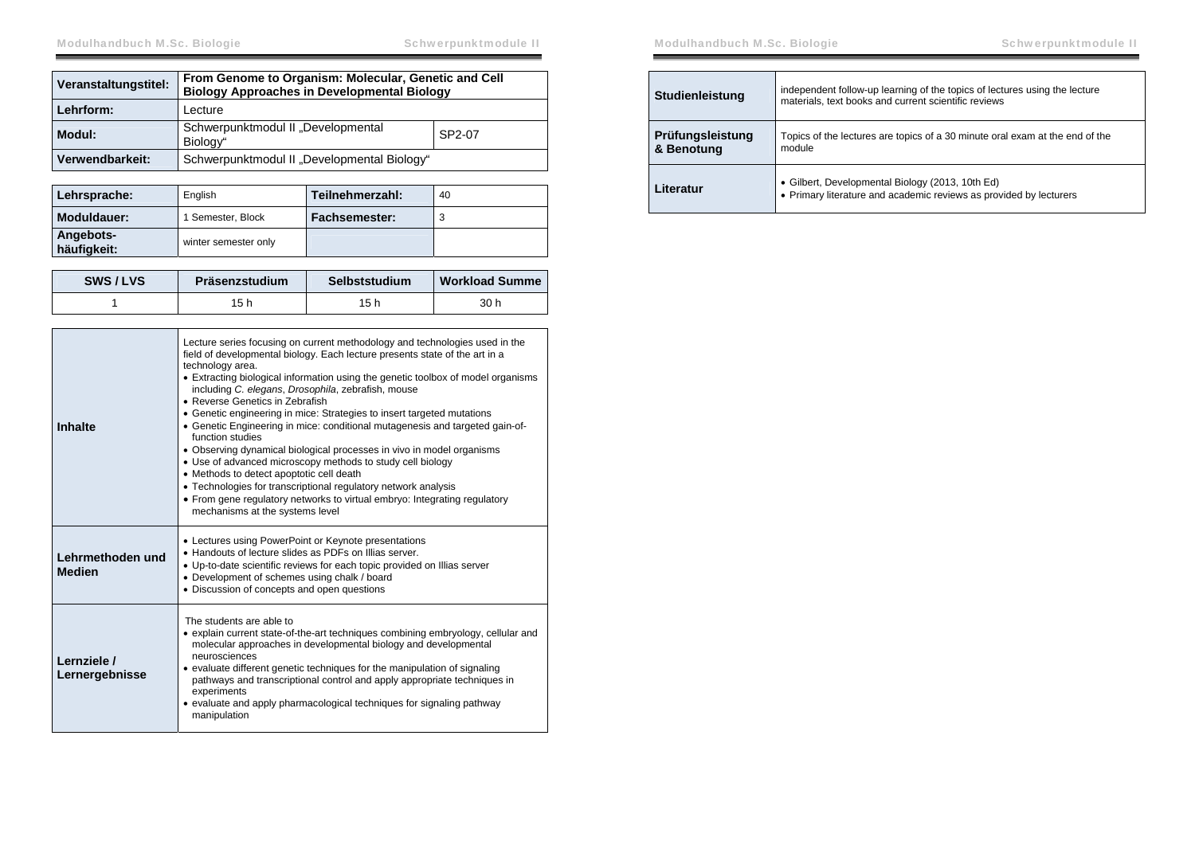| Veranstaltungstitel: | From Genome to Organism: Molecular, Genetic and Cell Biology Approaches in Developmental Biology | |
|---|---|---|
| Lehrform: | Lecture | |
| Modul: | Schwerpunktmodul II „Developmental Biology“ | SP2-07 |
| Verwendbarkeit: | Schwerpunktmodul II „Developmental Biology“ | |

| Lehrsprache: | English | Teilnehmerzahl: | 40 |
|---|---|---|---|
| Moduldauer: | 1 Semester, Block | Fachsemester: | 3 |
| Angebots-häufigkeit: | winter semester only | | |

| SWS / LVS | Präsenzstudium | Selbststudium | Workload Summe |
|---|---|---|---|
| 1 | 15 h | 15 h | 30 h |

| | |
|---|---|
| **Inhalte** | Lecture series focusing on current methodology and technologies used in the field of developmental biology. Each lecture presents state of the art in a technology area.<br>• Extracting biological information using the genetic toolbox of model organisms including *C. elegans*, *Drosophila*, zebrafish, mouse<br>• Reverse Genetics in Zebrafish<br>• Genetic engineering in mice: Strategies to insert targeted mutations<br>• Genetic Engineering in mice: conditional mutagenesis and targeted gain-of-function studies<br>• Observing dynamical biological processes in vivo in model organisms<br>• Use of advanced microscopy methods to study cell biology<br>• Methods to detect apoptotic cell death<br>• Technologies for transcriptional regulatory network analysis<br>• From gene regulatory networks to virtual embryo: Integrating regulatory mechanisms at the systems level |
| **Lehrmethoden und Medien** | • Lectures using PowerPoint or Keynote presentations<br>• Handouts of lecture slides as PDFs on Illias server.<br>• Up-to-date scientific reviews for each topic provided on Illias server<br>• Development of schemes using chalk / board<br>• Discussion of concepts and open questions |
| **Lernziele / Lernergebnisse** | The students are able to<br>• explain current state-of-the-art techniques combining embryology, cellular and molecular approaches in developmental biology and developmental neurosciences<br>• evaluate different genetic techniques for the manipulation of signaling pathways and transcriptional control and apply appropriate techniques in experiments<br>• evaluate and apply pharmacological techniques for signaling pathway manipulation |
| **Studienleistung** | independent follow-up learning of the topics of lectures using the lecture materials, text books and current scientific reviews |
| **Prüfungsleistung & Benotung** | Topics of the lectures are topics of a 30 minute oral exam at the end of the module |
| **Literatur** | • Gilbert, Developmental Biology (2013, 10th Ed)<br>• Primary literature and academic reviews as provided by lecturers |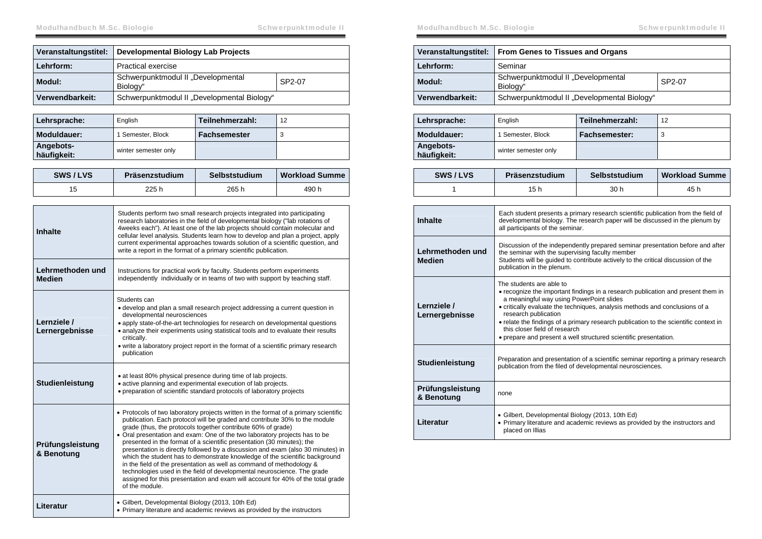| Veranstaltungstitel: | Developmental Biology Lab Projects | |
|---|---|---|
| Lehrform: | Practical exercise | |
| Modul: | Schwerpunktmodul II „Developmental Biology“ | SP2-07 |
| Verwendbarkeit: | Schwerpunktmodul II „Developmental Biology“ | |

| Lehrsprache: | English | Teilnehmerzahl: | 12 |
|---|---|---|---|
| Moduldauer: | 1 Semester, Block | Fachsemester | 3 |
| Angebots-häufigkeit: | winter semester only | | |

| SWS / LVS | Präsenzstudium | Selbststudium | Workload Summe |
|---|---|---|---|
| 15 | 225 h | 265 h | 490 h |

| | |
|---|---|
| Inhalte | Students perform two small research projects integrated into participating research laboratories in the field of developmental biology ("lab rotations of 4weeks each"). At least one of the lab projects should contain molecular and cellular level analysis. Students learn how to develop and plan a project, apply current experimental approaches towards solution of a scientific question, and write a report in the format of a primary scientific publication. |
| Lehrmethoden und Medien | Instructions for practical work by faculty. Students perform experiments independently individually or in teams of two with support by teaching staff. |
| Lernziele / Lernergebnisse | Students can<br>• develop and plan a small research project addressing a current question in developmental neurosciences<br>• apply state-of-the-art technologies for research on developmental questions<br>• analyze their experiments using statistical tools and to evaluate their results critically.<br>• write a laboratory project report in the format of a scientific primary research publication |
| Studienleistung | • at least 80% physical presence during time of lab projects.<br>• active planning and experimental execution of lab projects.<br>• preparation of scientific standard protocols of laboratory projects |
| Prüfungsleistung & Benotung | • Protocols of two laboratory projects written in the format of a primary scientific publication. Each protocol will be graded and contribute 30% to the module grade (thus, the protocols together contribute 60% of grade)<br>• Oral presentation and exam: One of the two laboratory projects has to be presented in the format of a scientific presentation (30 minutes); the presentation is directly followed by a discussion and exam (also 30 minutes) in which the student has to demonstrate knowledge of the scientific background in the field of the presentation as well as command of methodology & technologies used in the field of developmental neuroscience. The grade assigned for this presentation and exam will account for 40% of the total grade of the module. |
| Literatur | • Gilbert, Developmental Biology (2013, 10th Ed)<br>• Primary literature and academic reviews as provided by the instructors |

| Veranstaltungstitel: | From Genes to Tissues and Organs | |
|---|---|---|
| Lehrform: | Seminar | |
| Modul: | Schwerpunktmodul II „Developmental Biology“ | SP2-07 |
| Verwendbarkeit: | Schwerpunktmodul II „Developmental Biology“ | |

| Lehrsprache: | English | Teilnehmerzahl: | 12 |
|---|---|---|---|
| Moduldauer: | 1 Semester, Block | Fachsemester: | 3 |
| Angebots-häufigkeit: | winter semester only | | |

| SWS / LVS | Präsenzstudium | Selbststudium | Workload Summe |
|---|---|---|---|
| 1 | 15 h | 30 h | 45 h |

| | |
|---|---|
| Inhalte | Each student presents a primary research scientific publication from the field of developmental biology. The research paper will be discussed in the plenum by all participants of the seminar. |
| Lehrmethoden und Medien | Discussion of the independently prepared seminar presentation before and after the seminar with the supervising faculty member<br>Students will be guided to contribute actively to the critical discussion of the publication in the plenum. |
| Lernziele / Lernergebnisse | The students are able to<br>• recognize the important findings in a research publication and present them in a meaningful way using PowerPoint slides<br>• critically evaluate the techniques, analysis methods and conclusions of a research publication<br>• relate the findings of a primary research publication to the scientific context in this closer field of research<br>• prepare and present a well structured scientific presentation. |
| Studienleistung | Preparation and presentation of a scientific seminar reporting a primary research publication from the filed of developmental neurosciences. |
| Prüfungsleistung & Benotung | none |
| Literatur | • Gilbert, Developmental Biology (2013, 10th Ed)<br>• Primary literature and academic reviews as provided by the instructors and placed on Illias |